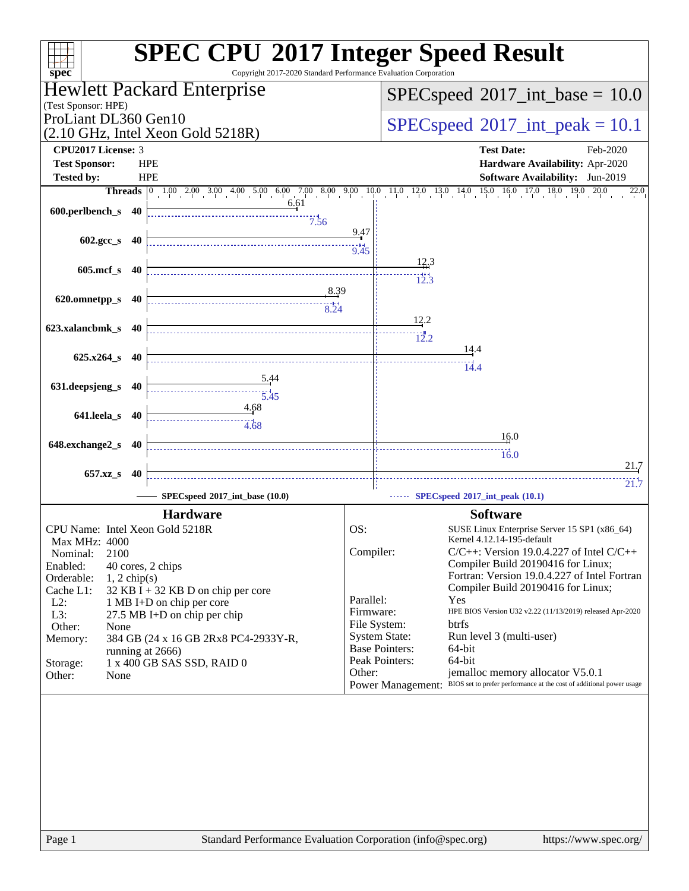# SPEC CPU 2017 Integer Speed Result

Copyright 2017-2020 Standard Performance Evaluation Corporation

**Hewlett Packard Enterprise**
(Test Sponsor: HPE)
ProLiant DL360 Gen10
(2.10 GHz, Intel Xeon Gold 5218R)

SPECspeed 2017_int_base = 10.0

SPECspeed 2017_int_peak = 10.1

| | | | |
|---|---|---|---|
| **CPU2017 License:** | 3 | **Test Date:** | Feb-2020 |
| **Test Sponsor:** | HPE | **Hardware Availability:** | Apr-2020 |
| **Tested by:** | HPE | **Software Availability:** | Jun-2019 |

| Benchmark | Threads | Base | Peak |
|---|---|---|---|
| 600.perlbench_s | 40 | 6.61 | 7.56 |
| 602.gcc_s | 40 | 9.47 | 9.45 |
| 605.mcf_s | 40 | 12.3 | 12.3 |
| 620.omnetpp_s | 40 | 8.39 | 8.24 |
| 623.xalancbmk_s | 40 | 12.2 | 12.2 |
| 625.x264_s | 40 | 14.4 | 14.4 |
| 631.deepsjeng_s | 40 | 5.44 | 5.45 |
| 641.leela_s | 40 | 4.68 | 4.68 |
| 648.exchange2_s | 40 | 16.0 | 16.0 |
| 657.xz_s | 40 | 21.7 | 21.7 |

SPECspeed 2017_int_base (10.0) — SPECspeed 2017_int_peak (10.1)

## Hardware

| | |
|---|---|
| CPU Name: | Intel Xeon Gold 5218R |
| Max MHz: | 4000 |
| Nominal: | 2100 |
| Enabled: | 40 cores, 2 chips |
| Orderable: | 1, 2 chip(s) |
| Cache L1: | 32 KB I + 32 KB D on chip per core |
| L2: | 1 MB I+D on chip per core |
| L3: | 27.5 MB I+D on chip per chip |
| Other: | None |
| Memory: | 384 GB (24 x 16 GB 2Rx8 PC4-2933Y-R, running at 2666) |
| Storage: | 1 x 400 GB SAS SSD, RAID 0 |
| Other: | None |

## Software

| | |
|---|---|
| OS: | SUSE Linux Enterprise Server 15 SP1 (x86_64) Kernel 4.12.14-195-default |
| Compiler: | C/C++: Version 19.0.4.227 of Intel C/C++ Compiler Build 20190416 for Linux; Fortran: Version 19.0.4.227 of Intel Fortran Compiler Build 20190416 for Linux; |
| Parallel: | Yes |
| Firmware: | HPE BIOS Version U32 v2.22 (11/13/2019) released Apr-2020 |
| File System: | btrfs |
| System State: | Run level 3 (multi-user) |
| Base Pointers: | 64-bit |
| Peak Pointers: | 64-bit |
| Other: | jemalloc memory allocator V5.0.1 |
| Power Management: | BIOS set to prefer performance at the cost of additional power usage |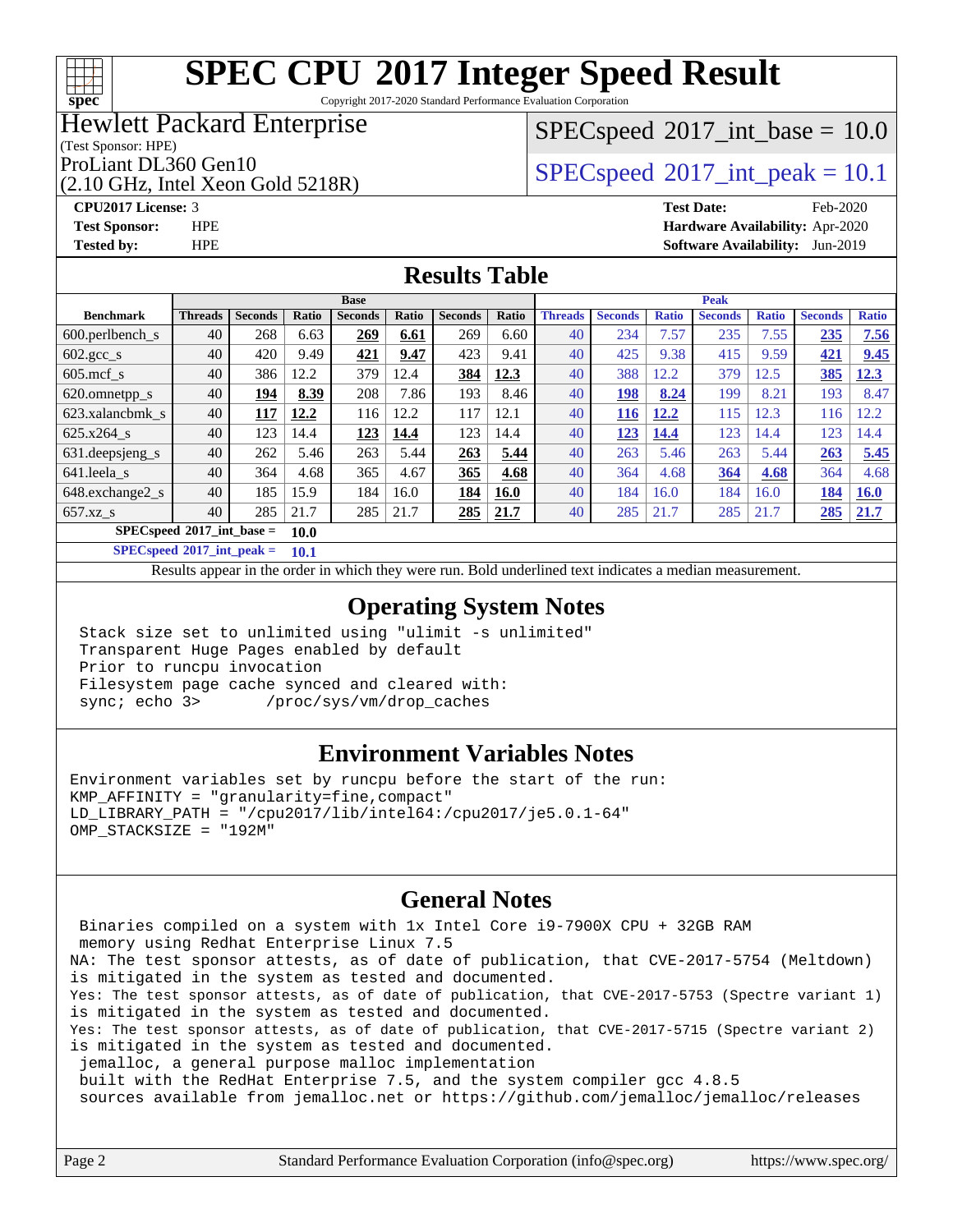# SPEC CPU 2017 Integer Speed Result

Copyright 2017-2020 Standard Performance Evaluation Corporation

**Hewlett Packard Enterprise**
(Test Sponsor: HPE)
ProLiant DL360 Gen10
(2.10 GHz, Intel Xeon Gold 5218R)

**SPECspeed 2017_int_base = 10.0**

**SPECspeed 2017_int_peak = 10.1**

**CPU2017 License:** 3
**Test Sponsor:** HPE
**Tested by:** HPE

**Test Date:** Feb-2020
**Hardware Availability:** Apr-2020
**Software Availability:** Jun-2019

## Results Table

| Benchmark | Base | | | | | | | Peak | | | | | | |
|---|---|---|---|---|---|---|---|---|---|---|---|---|---|---|
| | Threads | Seconds | Ratio | Seconds | Ratio | Seconds | Ratio | Threads | Seconds | Ratio | Seconds | Ratio | Seconds | Ratio |
| 600.perlbench_s | 40 | 268 | 6.63 | **269** | **6.61** | 269 | 6.60 | 40 | 234 | 7.57 | 235 | 7.55 | **235** | **7.56** |
| 602.gcc_s | 40 | 420 | 9.49 | **421** | **9.47** | 423 | 9.41 | 40 | 425 | 9.38 | 415 | 9.59 | **421** | **9.45** |
| 605.mcf_s | 40 | 386 | 12.2 | 379 | 12.4 | **384** | **12.3** | 40 | 388 | 12.2 | 379 | 12.5 | **385** | **12.3** |
| 620.omnetpp_s | 40 | **194** | **8.39** | 208 | 7.86 | 193 | 8.46 | 40 | **198** | **8.24** | 199 | 8.21 | 193 | 8.47 |
| 623.xalancbmk_s | 40 | **117** | **12.2** | 116 | 12.2 | 117 | 12.1 | 40 | **116** | **12.2** | 115 | 12.3 | 116 | 12.2 |
| 625.x264_s | 40 | 123 | 14.4 | **123** | **14.4** | 123 | 14.4 | 40 | **123** | **14.4** | 123 | 14.4 | 123 | 14.4 |
| 631.deepsjeng_s | 40 | 262 | 5.46 | 263 | 5.44 | **263** | **5.44** | 40 | 263 | 5.46 | 263 | 5.44 | **263** | **5.45** |
| 641.leela_s | 40 | 364 | 4.68 | 365 | 4.67 | **365** | **4.68** | 40 | 364 | 4.68 | **364** | **4.68** | 364 | 4.68 |
| 648.exchange2_s | 40 | 185 | 15.9 | 184 | 16.0 | **184** | **16.0** | 40 | 184 | 16.0 | 184 | 16.0 | **184** | **16.0** |
| 657.xz_s | 40 | 285 | 21.7 | 285 | 21.7 | **285** | **21.7** | 40 | 285 | 21.7 | 285 | 21.7 | **285** | **21.7** |

**SPECspeed 2017_int_base = 10.0**

**SPECspeed 2017_int_peak = 10.1**

Results appear in the order in which they were run. Bold underlined text indicates a median measurement.

## Operating System Notes

```
Stack size set to unlimited using "ulimit -s unlimited"
Transparent Huge Pages enabled by default
Prior to runcpu invocation
Filesystem page cache synced and cleared with:
sync; echo 3>       /proc/sys/vm/drop_caches
```

## Environment Variables Notes

```
Environment variables set by runcpu before the start of the run:
KMP_AFFINITY = "granularity=fine,compact"
LD_LIBRARY_PATH = "/cpu2017/lib/intel64:/cpu2017/je5.0.1-64"
OMP_STACKSIZE = "192M"
```

## General Notes

```
 Binaries compiled on a system with 1x Intel Core i9-7900X CPU + 32GB RAM
 memory using Redhat Enterprise Linux 7.5
NA: The test sponsor attests, as of date of publication, that CVE-2017-5754 (Meltdown)
is mitigated in the system as tested and documented.
Yes: The test sponsor attests, as of date of publication, that CVE-2017-5753 (Spectre variant 1)
is mitigated in the system as tested and documented.
Yes: The test sponsor attests, as of date of publication, that CVE-2017-5715 (Spectre variant 2)
is mitigated in the system as tested and documented.
 jemalloc, a general purpose malloc implementation
 built with the RedHat Enterprise 7.5, and the system compiler gcc 4.8.5
 sources available from jemalloc.net or https://github.com/jemalloc/jemalloc/releases
```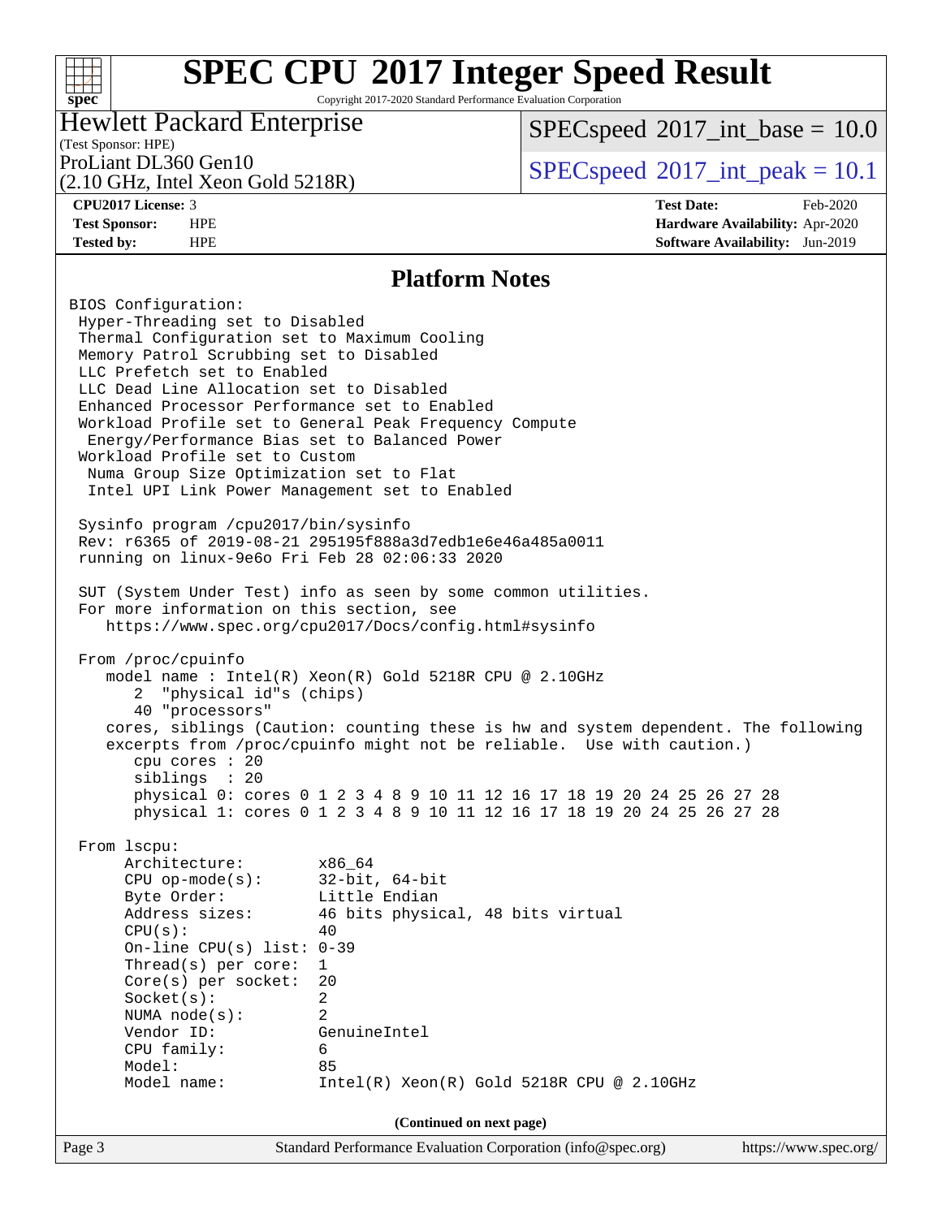# SPEC CPU 2017 Integer Speed Result

Copyright 2017-2020 Standard Performance Evaluation Corporation

**Hewlett Packard Enterprise**
(Test Sponsor: HPE)
ProLiant DL360 Gen10
(2.10 GHz, Intel Xeon Gold 5218R)

SPECspeed 2017_int_base = 10.0
SPECspeed 2017_int_peak = 10.1

| | | | |
|---|---|---|---|
| **CPU2017 License:** | 3 | **Test Date:** | Feb-2020 |
| **Test Sponsor:** | HPE | **Hardware Availability:** | Apr-2020 |
| **Tested by:** | HPE | **Software Availability:** | Jun-2019 |

## Platform Notes

```
BIOS Configuration:
 Hyper-Threading set to Disabled
 Thermal Configuration set to Maximum Cooling
 Memory Patrol Scrubbing set to Disabled
 LLC Prefetch set to Enabled
 LLC Dead Line Allocation set to Disabled
 Enhanced Processor Performance set to Enabled
 Workload Profile set to General Peak Frequency Compute
  Energy/Performance Bias set to Balanced Power
 Workload Profile set to Custom
  Numa Group Size Optimization set to Flat
  Intel UPI Link Power Management set to Enabled

 Sysinfo program /cpu2017/bin/sysinfo
 Rev: r6365 of 2019-08-21 295195f888a3d7edb1e6e46a485a0011
 running on linux-9e6o Fri Feb 28 02:06:33 2020

 SUT (System Under Test) info as seen by some common utilities.
 For more information on this section, see
    https://www.spec.org/cpu2017/Docs/config.html#sysinfo

 From /proc/cpuinfo
    model name : Intel(R) Xeon(R) Gold 5218R CPU @ 2.10GHz
       2  "physical id"s (chips)
       40 "processors"
    cores, siblings (Caution: counting these is hw and system dependent. The following
    excerpts from /proc/cpuinfo might not be reliable.  Use with caution.)
       cpu cores : 20
       siblings  : 20
       physical 0: cores 0 1 2 3 4 8 9 10 11 12 16 17 18 19 20 24 25 26 27 28
       physical 1: cores 0 1 2 3 4 8 9 10 11 12 16 17 18 19 20 24 25 26 27 28

 From lscpu:
      Architecture:        x86_64
      CPU op-mode(s):      32-bit, 64-bit
      Byte Order:          Little Endian
      Address sizes:       46 bits physical, 48 bits virtual
      CPU(s):              40
      On-line CPU(s) list: 0-39
      Thread(s) per core:  1
      Core(s) per socket:  20
      Socket(s):           2
      NUMA node(s):        2
      Vendor ID:           GenuineIntel
      CPU family:          6
      Model:               85
      Model name:          Intel(R) Xeon(R) Gold 5218R CPU @ 2.10GHz
```

(Continued on next page)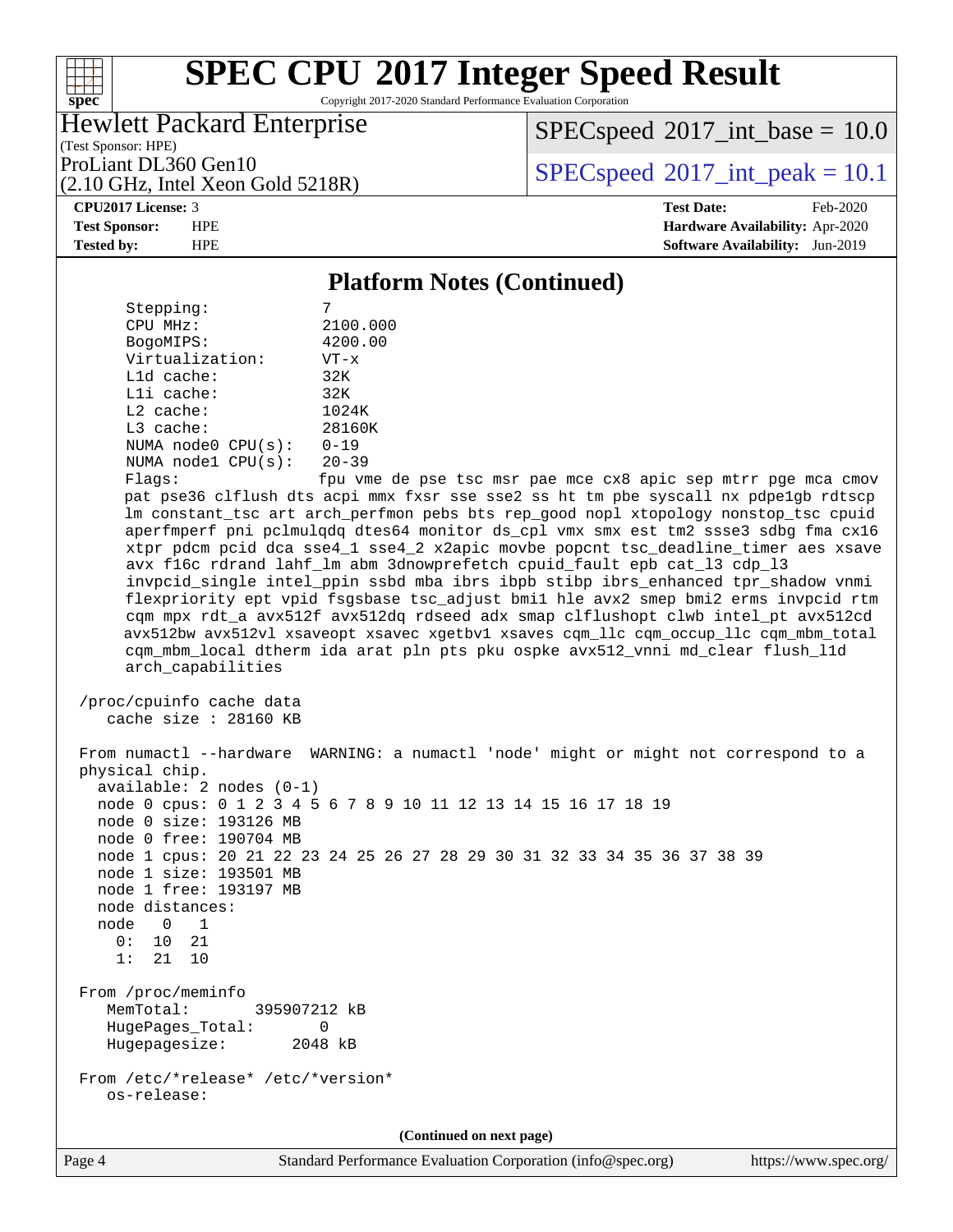# SPEC CPU 2017 Integer Speed Result

Hewlett Packard Enterprise
(Test Sponsor: HPE)
ProLiant DL360 Gen10
(2.10 GHz, Intel Xeon Gold 5218R)

SPECspeed 2017_int_base = 10.0
SPECspeed 2017_int_peak = 10.1

**CPU2017 License:** 3
**Test Sponsor:** HPE
**Tested by:** HPE

**Test Date:** Feb-2020
**Hardware Availability:** Apr-2020
**Software Availability:** Jun-2019

## Platform Notes (Continued)

```
      Stepping:            7
      CPU MHz:             2100.000
      BogoMIPS:            4200.00
      Virtualization:      VT-x
      L1d cache:           32K
      L1i cache:           32K
      L2 cache:            1024K
      L3 cache:            28160K
      NUMA node0 CPU(s):   0-19
      NUMA node1 CPU(s):   20-39
      Flags:               fpu vme de pse tsc msr pae mce cx8 apic sep mtrr pge mca cmov
      pat pse36 clflush dts acpi mmx fxsr sse sse2 ss ht tm pbe syscall nx pdpe1gb rdtscp
      lm constant_tsc art arch_perfmon pebs bts rep_good nopl xtopology nonstop_tsc cpuid
      aperfmperf pni pclmulqdq dtes64 monitor ds_cpl vmx smx est tm2 ssse3 sdbg fma cx16
      xtpr pdcm pcid dca sse4_1 sse4_2 x2apic movbe popcnt tsc_deadline_timer aes xsave
      avx f16c rdrand lahf_lm abm 3dnowprefetch cpuid_fault epb cat_l3 cdp_l3
      invpcid_single intel_ppin ssbd mba ibrs ibpb stibp ibrs_enhanced tpr_shadow vnmi
      flexpriority ept vpid fsgsbase tsc_adjust bmi1 hle avx2 smep bmi2 erms invpcid rtm
      cqm mpx rdt_a avx512f avx512dq rdseed adx smap clflushopt clwb intel_pt avx512cd
      avx512bw avx512vl xsaveopt xsavec xgetbv1 xsaves cqm_llc cqm_occup_llc cqm_mbm_total
      cqm_mbm_local dtherm ida arat pln pts pku ospke avx512_vnni md_clear flush_l1d
      arch_capabilities

 /proc/cpuinfo cache data
    cache size : 28160 KB

 From numactl --hardware  WARNING: a numactl 'node' might or might not correspond to a
 physical chip.
   available: 2 nodes (0-1)
   node 0 cpus: 0 1 2 3 4 5 6 7 8 9 10 11 12 13 14 15 16 17 18 19
   node 0 size: 193126 MB
   node 0 free: 190704 MB
   node 1 cpus: 20 21 22 23 24 25 26 27 28 29 30 31 32 33 34 35 36 37 38 39
   node 1 size: 193501 MB
   node 1 free: 193197 MB
   node distances:
   node   0   1
     0:  10  21
     1:  21  10

 From /proc/meminfo
    MemTotal:       395907212 kB
    HugePages_Total:       0
    Hugepagesize:       2048 kB

 From /etc/*release* /etc/*version*
    os-release:
```

(Continued on next page)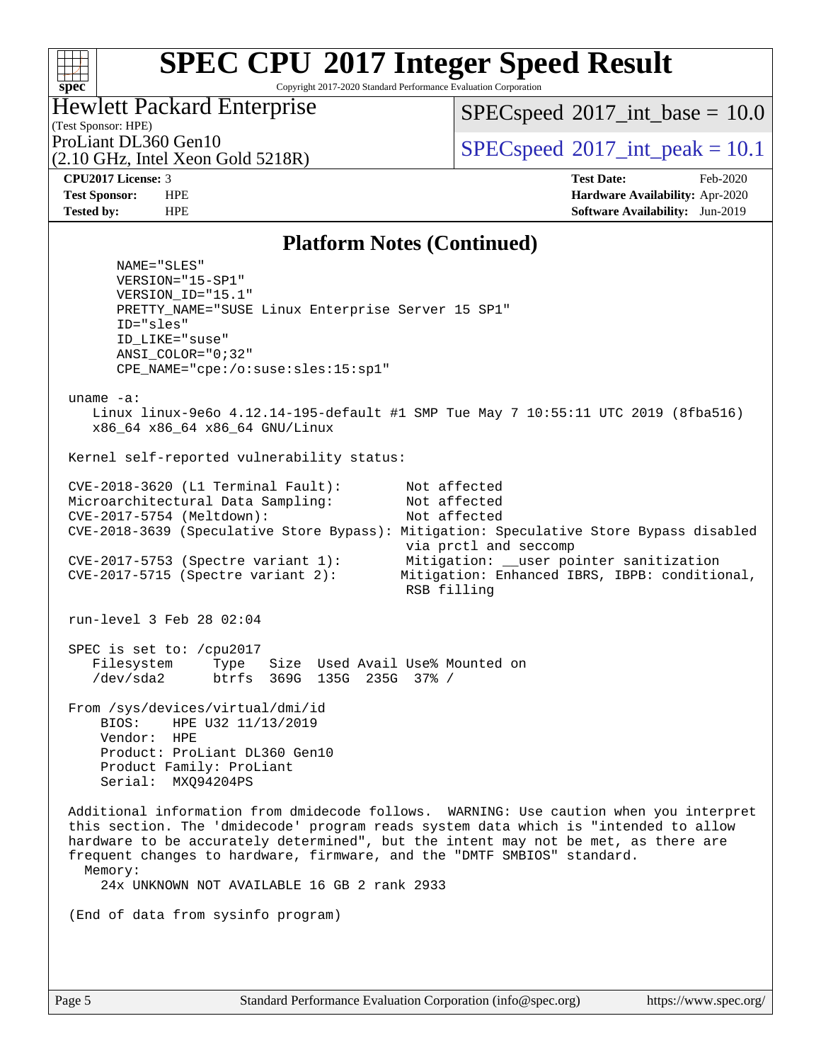# SPEC CPU 2017 Integer Speed Result

Copyright 2017-2020 Standard Performance Evaluation Corporation

**Hewlett Packard Enterprise**
(Test Sponsor: HPE)
ProLiant DL360 Gen10
(2.10 GHz, Intel Xeon Gold 5218R)

SPECspeed 2017_int_base = 10.0
SPECspeed 2017_int_peak = 10.1

| | | | |
|---|---|---|---|
| **CPU2017 License:** | 3 | **Test Date:** | Feb-2020 |
| **Test Sponsor:** | HPE | **Hardware Availability:** | Apr-2020 |
| **Tested by:** | HPE | **Software Availability:** | Jun-2019 |

## Platform Notes (Continued)

```
      NAME="SLES"
      VERSION="15-SP1"
      VERSION_ID="15.1"
      PRETTY_NAME="SUSE Linux Enterprise Server 15 SP1"
      ID="sles"
      ID_LIKE="suse"
      ANSI_COLOR="0;32"
      CPE_NAME="cpe:/o:suse:sles:15:sp1"

 uname -a:
    Linux linux-9e6o 4.12.14-195-default #1 SMP Tue May 7 10:55:11 UTC 2019 (8fba516)
    x86_64 x86_64 x86_64 GNU/Linux

 Kernel self-reported vulnerability status:

 CVE-2018-3620 (L1 Terminal Fault):        Not affected
 Microarchitectural Data Sampling:         Not affected
 CVE-2017-5754 (Meltdown):                 Not affected
 CVE-2018-3639 (Speculative Store Bypass): Mitigation: Speculative Store Bypass disabled
                                           via prctl and seccomp
 CVE-2017-5753 (Spectre variant 1):        Mitigation: __user pointer sanitization
 CVE-2017-5715 (Spectre variant 2):        Mitigation: Enhanced IBRS, IBPB: conditional,
                                           RSB filling

 run-level 3 Feb 28 02:04

 SPEC is set to: /cpu2017
    Filesystem     Type   Size  Used Avail Use% Mounted on
    /dev/sda2      btrfs  369G  135G  235G  37% /

 From /sys/devices/virtual/dmi/id
     BIOS:    HPE U32 11/13/2019
     Vendor:  HPE
     Product: ProLiant DL360 Gen10
     Product Family: ProLiant
     Serial:  MXQ94204PS

 Additional information from dmidecode follows.  WARNING: Use caution when you interpret
 this section. The 'dmidecode' program reads system data which is "intended to allow
 hardware to be accurately determined", but the intent may not be met, as there are
 frequent changes to hardware, firmware, and the "DMTF SMBIOS" standard.
   Memory:
     24x UNKNOWN NOT AVAILABLE 16 GB 2 rank 2933

 (End of data from sysinfo program)
```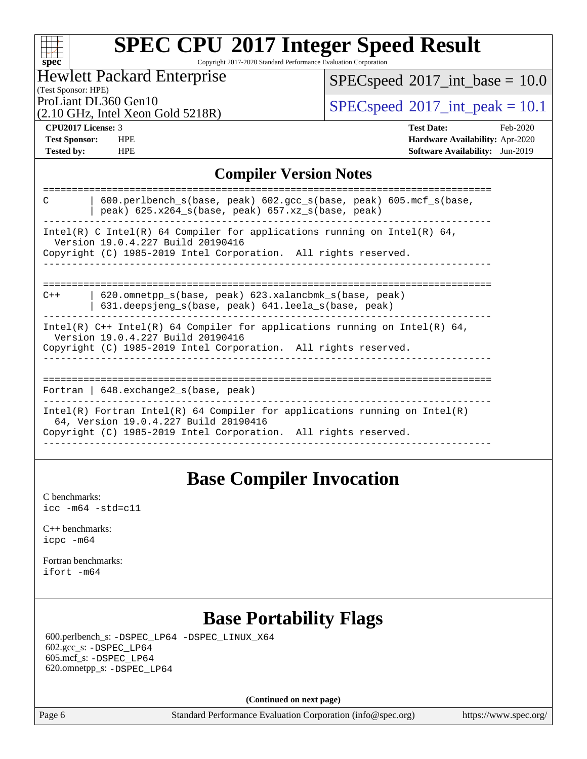# SPEC CPU 2017 Integer Speed Result

Copyright 2017-2020 Standard Performance Evaluation Corporation

**Hewlett Packard Enterprise**
(Test Sponsor: HPE)
ProLiant DL360 Gen10
(2.10 GHz, Intel Xeon Gold 5218R)

SPECspeed 2017_int_base = 10.0
SPECspeed 2017_int_peak = 10.1

**CPU2017 License:** 3
**Test Sponsor:** HPE
**Tested by:** HPE

**Test Date:** Feb-2020
**Hardware Availability:** Apr-2020
**Software Availability:** Jun-2019

## Compiler Version Notes

```
==============================================================================
C       | 600.perlbench_s(base, peak) 602.gcc_s(base, peak) 605.mcf_s(base,
        | peak) 625.x264_s(base, peak) 657.xz_s(base, peak)
------------------------------------------------------------------------------
Intel(R) C Intel(R) 64 Compiler for applications running on Intel(R) 64,
  Version 19.0.4.227 Build 20190416
Copyright (C) 1985-2019 Intel Corporation.  All rights reserved.
------------------------------------------------------------------------------

==============================================================================
C++     | 620.omnetpp_s(base, peak) 623.xalancbmk_s(base, peak)
        | 631.deepsjeng_s(base, peak) 641.leela_s(base, peak)
------------------------------------------------------------------------------
Intel(R) C++ Intel(R) 64 Compiler for applications running on Intel(R) 64,
  Version 19.0.4.227 Build 20190416
Copyright (C) 1985-2019 Intel Corporation.  All rights reserved.
------------------------------------------------------------------------------

==============================================================================
Fortran | 648.exchange2_s(base, peak)
------------------------------------------------------------------------------
Intel(R) Fortran Intel(R) 64 Compiler for applications running on Intel(R)
  64, Version 19.0.4.227 Build 20190416
Copyright (C) 1985-2019 Intel Corporation.  All rights reserved.
------------------------------------------------------------------------------
```

## Base Compiler Invocation

C benchmarks:
`icc -m64 -std=c11`

C++ benchmarks:
`icpc -m64`

Fortran benchmarks:
`ifort -m64`

## Base Portability Flags

600.perlbench_s: `-DSPEC_LP64 -DSPEC_LINUX_X64`
602.gcc_s: `-DSPEC_LP64`
605.mcf_s: `-DSPEC_LP64`
620.omnetpp_s: `-DSPEC_LP64`

**(Continued on next page)**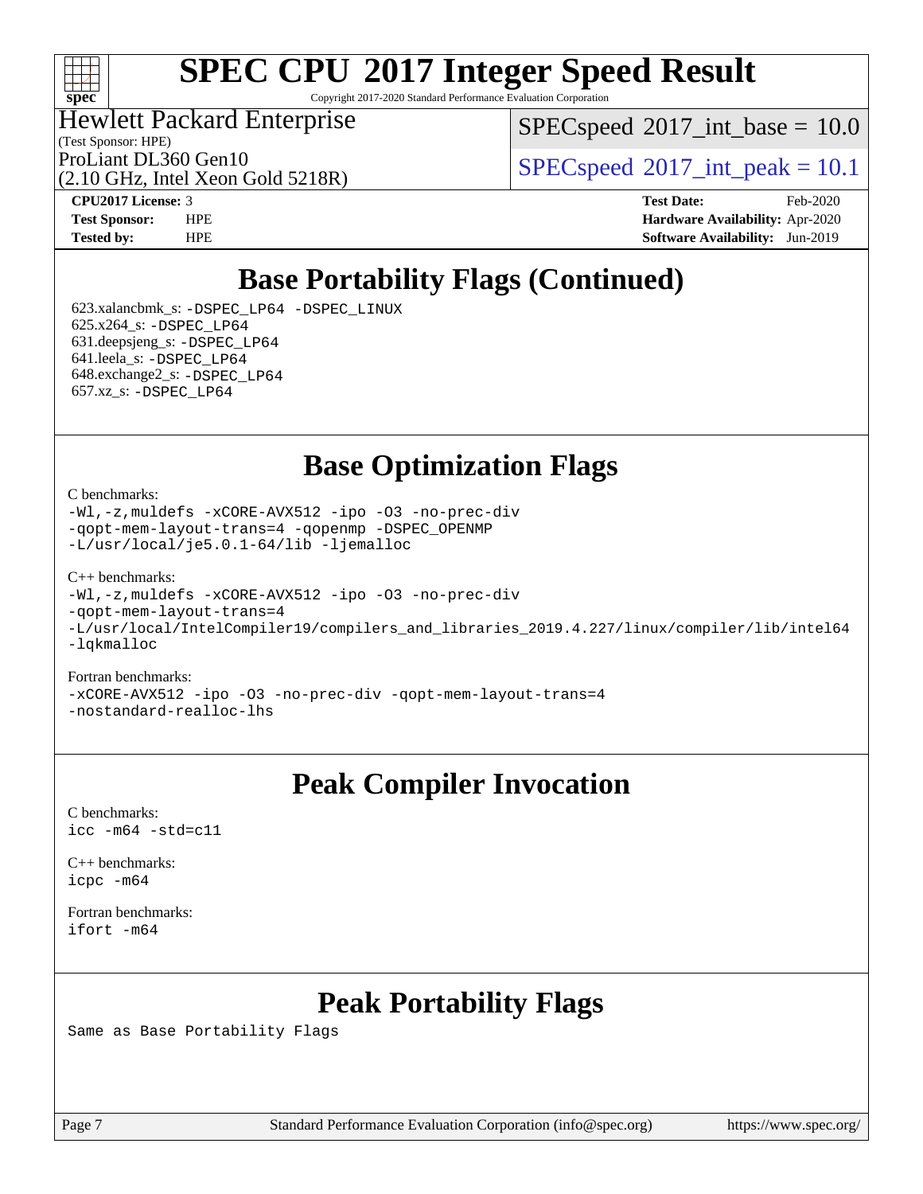# SPEC CPU 2017 Integer Speed Result

Copyright 2017-2020 Standard Performance Evaluation Corporation

Hewlett Packard Enterprise
(Test Sponsor: HPE)
ProLiant DL360 Gen10
(2.10 GHz, Intel Xeon Gold 5218R)

SPECspeed 2017_int_base = 10.0

SPECspeed 2017_int_peak = 10.1

**CPU2017 License:** 3
**Test Sponsor:** HPE
**Tested by:** HPE

**Test Date:** Feb-2020
**Hardware Availability:** Apr-2020
**Software Availability:** Jun-2019

## Base Portability Flags (Continued)

623.xalancbmk_s: `-DSPEC_LP64 -DSPEC_LINUX`
625.x264_s: `-DSPEC_LP64`
631.deepsjeng_s: `-DSPEC_LP64`
641.leela_s: `-DSPEC_LP64`
648.exchange2_s: `-DSPEC_LP64`
657.xz_s: `-DSPEC_LP64`

## Base Optimization Flags

C benchmarks:

```
-Wl,-z,muldefs -xCORE-AVX512 -ipo -O3 -no-prec-div
-qopt-mem-layout-trans=4 -qopenmp -DSPEC_OPENMP
-L/usr/local/je5.0.1-64/lib -ljemalloc
```

C++ benchmarks:

```
-Wl,-z,muldefs -xCORE-AVX512 -ipo -O3 -no-prec-div
-qopt-mem-layout-trans=4
-L/usr/local/IntelCompiler19/compilers_and_libraries_2019.4.227/linux/compiler/lib/intel64
-lqkmalloc
```

Fortran benchmarks:

```
-xCORE-AVX512 -ipo -O3 -no-prec-div -qopt-mem-layout-trans=4
-nostandard-realloc-lhs
```

## Peak Compiler Invocation

C benchmarks:

```
icc -m64 -std=c11
```

C++ benchmarks:

```
icpc -m64
```

Fortran benchmarks:

```
ifort -m64
```

## Peak Portability Flags

Same as Base Portability Flags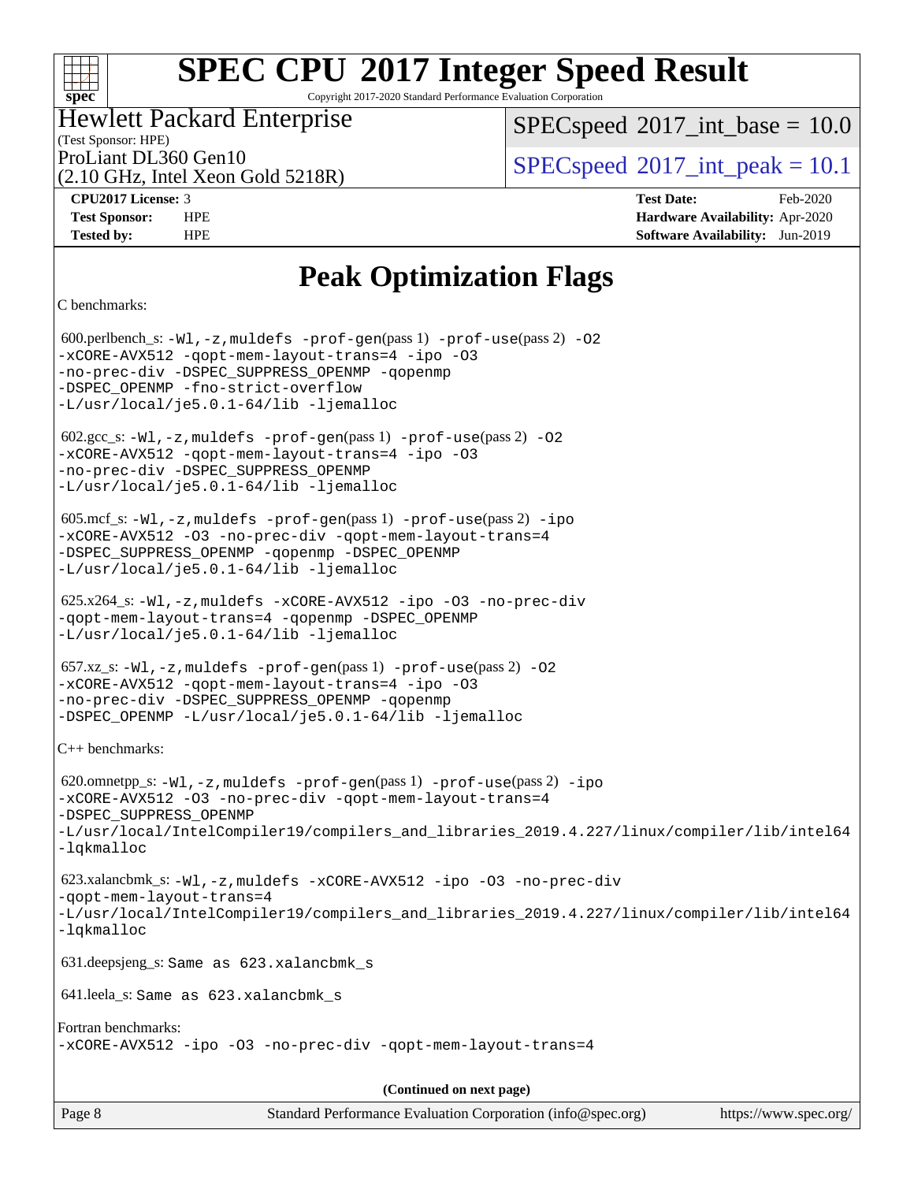# SPEC CPU 2017 Integer Speed Result

Copyright 2017-2020 Standard Performance Evaluation Corporation

Hewlett Packard Enterprise
(Test Sponsor: HPE)
ProLiant DL360 Gen10
(2.10 GHz, Intel Xeon Gold 5218R)

SPECspeed 2017_int_base = 10.0

SPECspeed 2017_int_peak = 10.1

**CPU2017 License:** 3
**Test Sponsor:** HPE
**Tested by:** HPE

**Test Date:** Feb-2020
**Hardware Availability:** Apr-2020
**Software Availability:** Jun-2019

## Peak Optimization Flags

C benchmarks:

600.perlbench_s: `-Wl,-z,muldefs -prof-gen(pass 1) -prof-use(pass 2) -O2 -xCORE-AVX512 -qopt-mem-layout-trans=4 -ipo -O3 -no-prec-div -DSPEC_SUPPRESS_OPENMP -qopenmp -DSPEC_OPENMP -fno-strict-overflow -L/usr/local/je5.0.1-64/lib -ljemalloc`

602.gcc_s: `-Wl,-z,muldefs -prof-gen(pass 1) -prof-use(pass 2) -O2 -xCORE-AVX512 -qopt-mem-layout-trans=4 -ipo -O3 -no-prec-div -DSPEC_SUPPRESS_OPENMP -L/usr/local/je5.0.1-64/lib -ljemalloc`

605.mcf_s: `-Wl,-z,muldefs -prof-gen(pass 1) -prof-use(pass 2) -ipo -xCORE-AVX512 -O3 -no-prec-div -qopt-mem-layout-trans=4 -DSPEC_SUPPRESS_OPENMP -qopenmp -DSPEC_OPENMP -L/usr/local/je5.0.1-64/lib -ljemalloc`

625.x264_s: `-Wl,-z,muldefs -xCORE-AVX512 -ipo -O3 -no-prec-div -qopt-mem-layout-trans=4 -qopenmp -DSPEC_OPENMP -L/usr/local/je5.0.1-64/lib -ljemalloc`

657.xz_s: `-Wl,-z,muldefs -prof-gen(pass 1) -prof-use(pass 2) -O2 -xCORE-AVX512 -qopt-mem-layout-trans=4 -ipo -O3 -no-prec-div -DSPEC_SUPPRESS_OPENMP -qopenmp -DSPEC_OPENMP -L/usr/local/je5.0.1-64/lib -ljemalloc`

C++ benchmarks:

620.omnetpp_s: `-Wl,-z,muldefs -prof-gen(pass 1) -prof-use(pass 2) -ipo -xCORE-AVX512 -O3 -no-prec-div -qopt-mem-layout-trans=4 -DSPEC_SUPPRESS_OPENMP -L/usr/local/IntelCompiler19/compilers_and_libraries_2019.4.227/linux/compiler/lib/intel64 -lqkmalloc`

623.xalancbmk_s: `-Wl,-z,muldefs -xCORE-AVX512 -ipo -O3 -no-prec-div -qopt-mem-layout-trans=4 -L/usr/local/IntelCompiler19/compilers_and_libraries_2019.4.227/linux/compiler/lib/intel64 -lqkmalloc`

631.deepsjeng_s: Same as 623.xalancbmk_s

641.leela_s: Same as 623.xalancbmk_s

Fortran benchmarks:
`-xCORE-AVX512 -ipo -O3 -no-prec-div -qopt-mem-layout-trans=4`

**(Continued on next page)**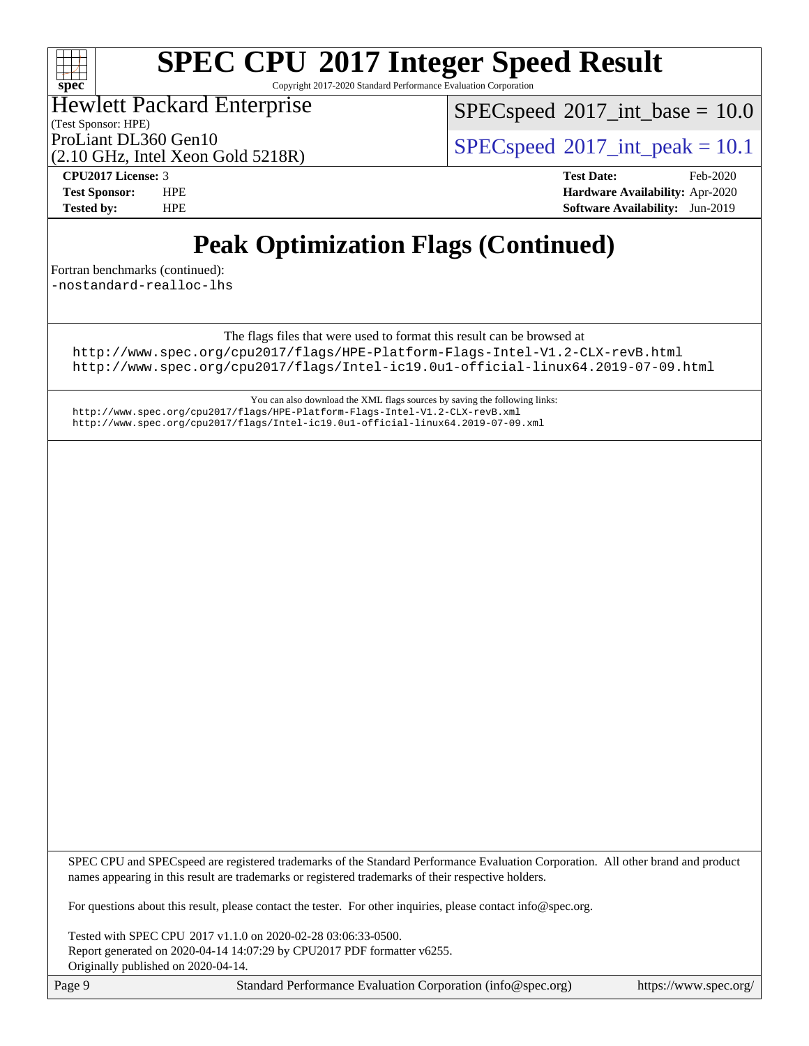# Peak Optimization Flags (Continued)

Fortran benchmarks (continued):
-nostandard-realloc-lhs

The flags files that were used to format this result can be browsed at
http://www.spec.org/cpu2017/flags/HPE-Platform-Flags-Intel-V1.2-CLX-revB.html
http://www.spec.org/cpu2017/flags/Intel-ic19.0u1-official-linux64.2019-07-09.html

You can also download the XML flags sources by saving the following links:
http://www.spec.org/cpu2017/flags/HPE-Platform-Flags-Intel-V1.2-CLX-revB.xml
http://www.spec.org/cpu2017/flags/Intel-ic19.0u1-official-linux64.2019-07-09.xml

SPEC CPU and SPECspeed are registered trademarks of the Standard Performance Evaluation Corporation. All other brand and product names appearing in this result are trademarks or registered trademarks of their respective holders.

For questions about this result, please contact the tester. For other inquiries, please contact info@spec.org.

Tested with SPEC CPU 2017 v1.1.0 on 2020-02-28 03:06:33-0500.
Report generated on 2020-04-14 14:07:29 by CPU2017 PDF formatter v6255.
Originally published on 2020-04-14.